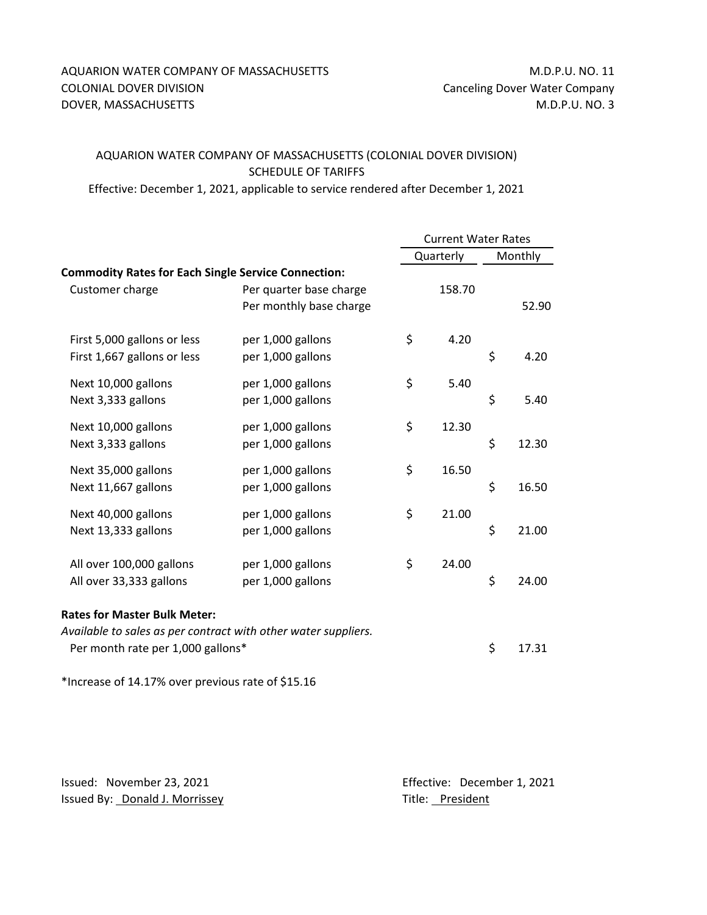AQUARION WATER COMPANY OF MASSACHUSETTS
COLONIAL DOVER DIVISION
DOVER, MASSACHUSETTS

M.D.P.U. NO. 11
Canceling Dover Water Company
M.D.P.U. NO. 3

AQUARION WATER COMPANY OF MASSACHUSETTS (COLONIAL DOVER DIVISION)
SCHEDULE OF TARIFFS
Effective: December 1, 2021, applicable to service rendered after December 1, 2021

| | | Current Water Rates | |
|---|---|---|---|
| | | Quarterly | Monthly |
| **Commodity Rates for Each Single Service Connection:** | | | |
| Customer charge | Per quarter base charge | 158.70 | |
| | Per monthly base charge | | 52.90 |
| First 5,000 gallons or less | per 1,000 gallons | $ 4.20 | |
| First 1,667 gallons or less | per 1,000 gallons | | $ 4.20 |
| Next 10,000 gallons | per 1,000 gallons | $ 5.40 | |
| Next 3,333 gallons | per 1,000 gallons | | $ 5.40 |
| Next 10,000 gallons | per 1,000 gallons | $ 12.30 | |
| Next 3,333 gallons | per 1,000 gallons | | $ 12.30 |
| Next 35,000 gallons | per 1,000 gallons | $ 16.50 | |
| Next 11,667 gallons | per 1,000 gallons | | $ 16.50 |
| Next 40,000 gallons | per 1,000 gallons | $ 21.00 | |
| Next 13,333 gallons | per 1,000 gallons | | $ 21.00 |
| All over 100,000 gallons | per 1,000 gallons | $ 24.00 | |
| All over 33,333 gallons | per 1,000 gallons | | $ 24.00 |
| **Rates for Master Bulk Meter:** | | | |
| *Available to sales as per contract with other water suppliers.* | | | |
| Per month rate per 1,000 gallons* | | | $ 17.31 |

*Increase of 14.17% over previous rate of $15.16

Issued: November 23, 2021
Issued By: Donald J. Morrissey

Effective: December 1, 2021
Title: President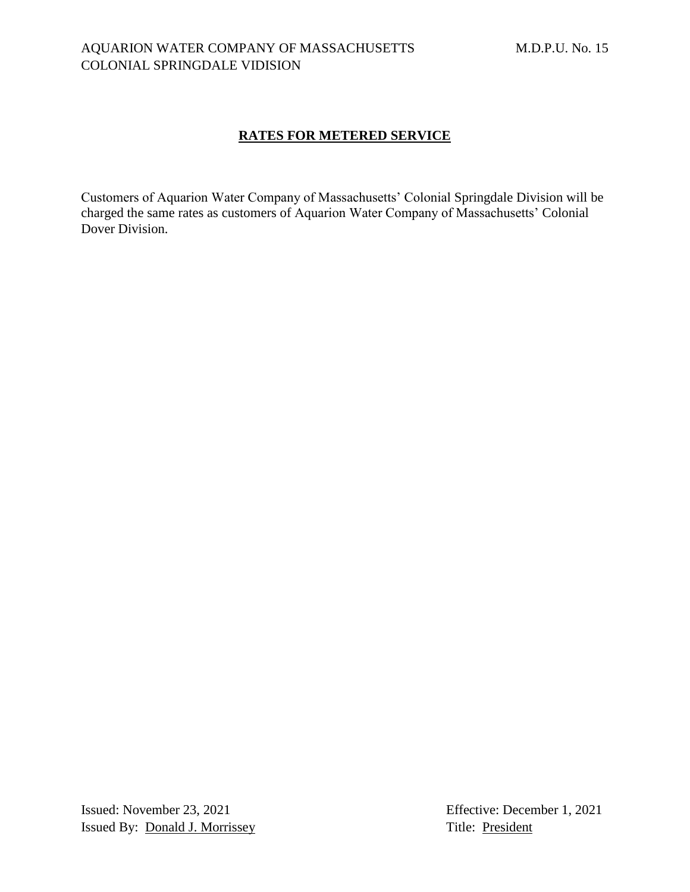## RATES FOR METERED SERVICE

Customers of Aquarion Water Company of Massachusetts' Colonial Springdale Division will be charged the same rates as customers of Aquarion Water Company of Massachusetts' Colonial Dover Division.